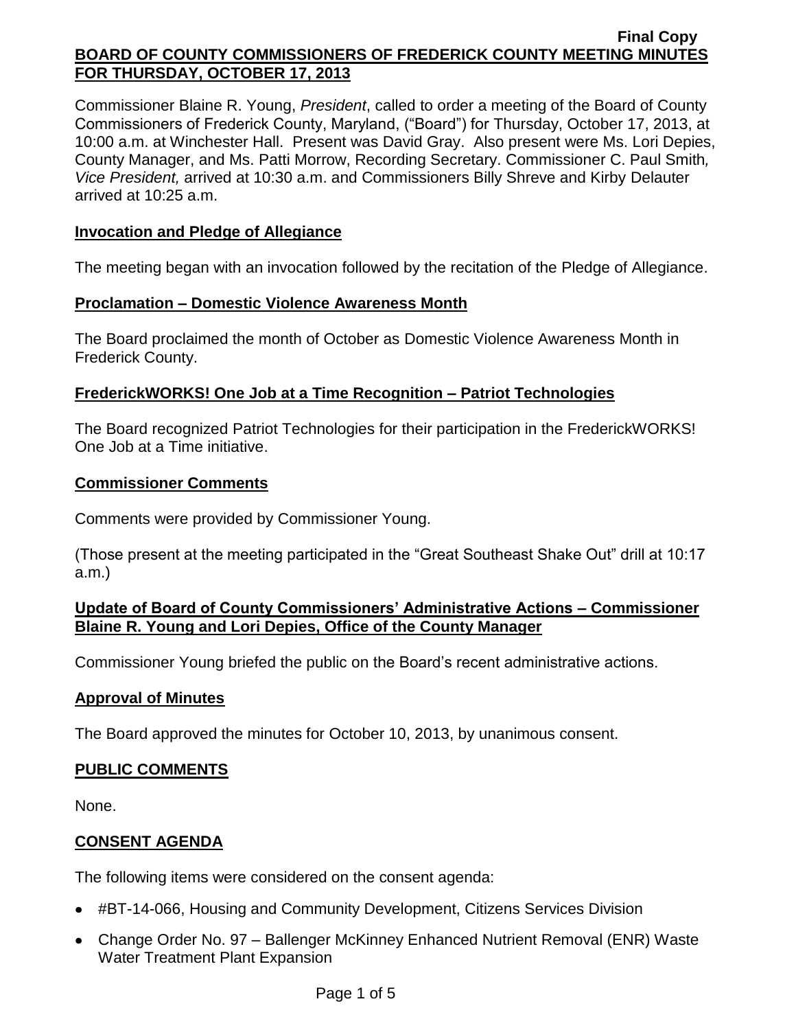Final Copy

**BOARD OF COUNTY COMMISSIONERS OF FREDERICK COUNTY MEETING MINUTES FOR THURSDAY, OCTOBER 17, 2013**

Commissioner Blaine R. Young, *President*, called to order a meeting of the Board of County Commissioners of Frederick County, Maryland, ("Board") for Thursday, October 17, 2013, at 10:00 a.m. at Winchester Hall. Present was David Gray. Also present were Ms. Lori Depies, County Manager, and Ms. Patti Morrow, Recording Secretary. Commissioner C. Paul Smith*, Vice President,* arrived at 10:30 a.m. and Commissioners Billy Shreve and Kirby Delauter arrived at 10:25 a.m.

## Invocation and Pledge of Allegiance

The meeting began with an invocation followed by the recitation of the Pledge of Allegiance.

## Proclamation – Domestic Violence Awareness Month

The Board proclaimed the month of October as Domestic Violence Awareness Month in Frederick County.

## FrederickWORKS! One Job at a Time Recognition – Patriot Technologies

The Board recognized Patriot Technologies for their participation in the FrederickWORKS! One Job at a Time initiative.

## Commissioner Comments

Comments were provided by Commissioner Young.

(Those present at the meeting participated in the "Great Southeast Shake Out" drill at 10:17 a.m.)

## Update of Board of County Commissioners' Administrative Actions – Commissioner Blaine R. Young and Lori Depies, Office of the County Manager

Commissioner Young briefed the public on the Board's recent administrative actions.

## Approval of Minutes

The Board approved the minutes for October 10, 2013, by unanimous consent.

## PUBLIC COMMENTS

None.

## CONSENT AGENDA

The following items were considered on the consent agenda:

- #BT-14-066, Housing and Community Development, Citizens Services Division
- Change Order No. 97 – Ballenger McKinney Enhanced Nutrient Removal (ENR) Waste Water Treatment Plant Expansion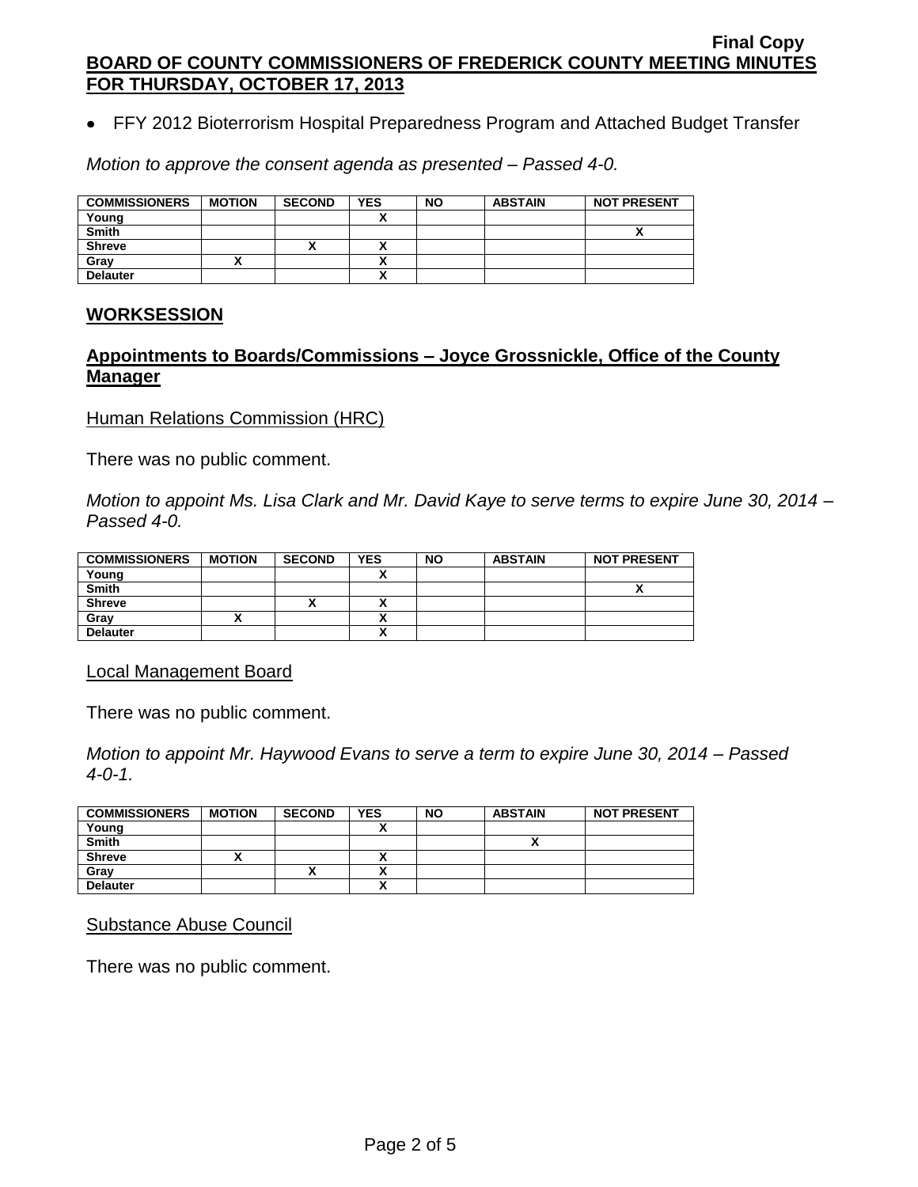- FFY 2012 Bioterrorism Hospital Preparedness Program and Attached Budget Transfer

*Motion to approve the consent agenda as presented – Passed 4-0.*

| COMMISSIONERS | MOTION | SECOND | YES | NO | ABSTAIN | NOT PRESENT |
|---|---|---|---|---|---|---|
| Young | | | X | | | |
| Smith | | | | | | X |
| Shreve | | X | X | | | |
| Gray | X | | X | | | |
| Delauter | | | X | | | |

## WORKSESSION

## Appointments to Boards/Commissions – Joyce Grossnickle, Office of the County Manager

Human Relations Commission (HRC)

There was no public comment.

*Motion to appoint Ms. Lisa Clark and Mr. David Kaye to serve terms to expire June 30, 2014 – Passed 4-0.*

| COMMISSIONERS | MOTION | SECOND | YES | NO | ABSTAIN | NOT PRESENT |
|---|---|---|---|---|---|---|
| Young | | | X | | | |
| Smith | | | | | | X |
| Shreve | | X | X | | | |
| Gray | X | | X | | | |
| Delauter | | | X | | | |

Local Management Board

There was no public comment.

*Motion to appoint Mr. Haywood Evans to serve a term to expire June 30, 2014 – Passed 4-0-1.*

| COMMISSIONERS | MOTION | SECOND | YES | NO | ABSTAIN | NOT PRESENT |
|---|---|---|---|---|---|---|
| Young | | | X | | | |
| Smith | | | | | X | |
| Shreve | X | | X | | | |
| Gray | | X | X | | | |
| Delauter | | | X | | | |

Substance Abuse Council

There was no public comment.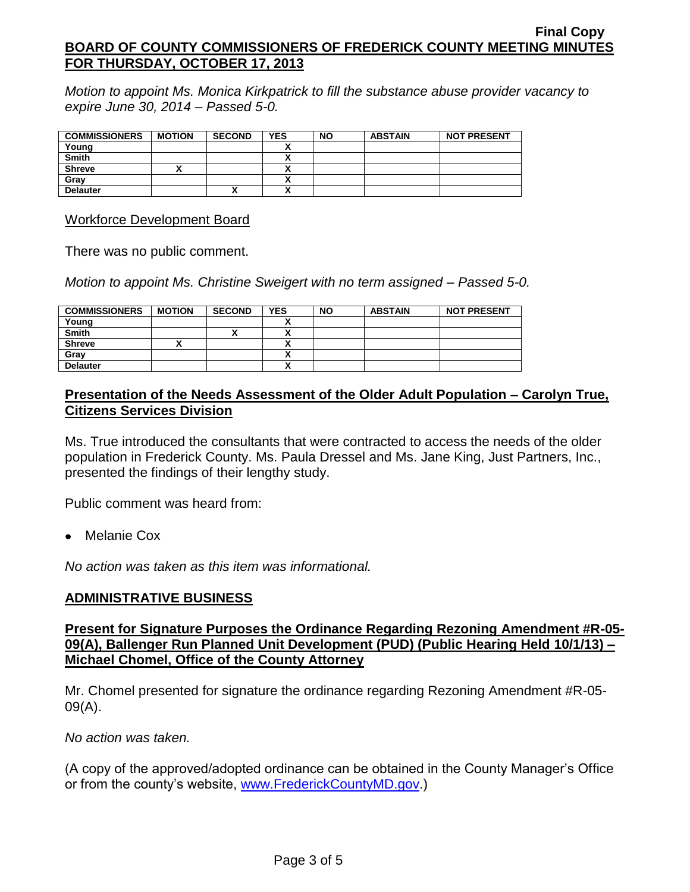*Motion to appoint Ms. Monica Kirkpatrick to fill the substance abuse provider vacancy to expire June 30, 2014 – Passed 5-0.*

| COMMISSIONERS | MOTION | SECOND | YES | NO | ABSTAIN | NOT PRESENT |
|---|---|---|---|---|---|---|
| Young | | | X | | | |
| Smith | | | X | | | |
| Shreve | X | | X | | | |
| Gray | | | X | | | |
| Delauter | | X | X | | | |

Workforce Development Board

There was no public comment.

*Motion to appoint Ms. Christine Sweigert with no term assigned – Passed 5-0.*

| COMMISSIONERS | MOTION | SECOND | YES | NO | ABSTAIN | NOT PRESENT |
|---|---|---|---|---|---|---|
| Young | | | X | | | |
| Smith | | X | X | | | |
| Shreve | X | | X | | | |
| Gray | | | X | | | |
| Delauter | | | X | | | |

**Presentation of the Needs Assessment of the Older Adult Population – Carolyn True, Citizens Services Division**

Ms. True introduced the consultants that were contracted to access the needs of the older population in Frederick County. Ms. Paula Dressel and Ms. Jane King, Just Partners, Inc., presented the findings of their lengthy study.

Public comment was heard from:

- Melanie Cox

*No action was taken as this item was informational.*

**ADMINISTRATIVE BUSINESS**

**Present for Signature Purposes the Ordinance Regarding Rezoning Amendment #R-05-09(A), Ballenger Run Planned Unit Development (PUD) (Public Hearing Held 10/1/13) – Michael Chomel, Office of the County Attorney**

Mr. Chomel presented for signature the ordinance regarding Rezoning Amendment #R-05-09(A).

*No action was taken.*

(A copy of the approved/adopted ordinance can be obtained in the County Manager's Office or from the county's website, www.FrederickCountyMD.gov.)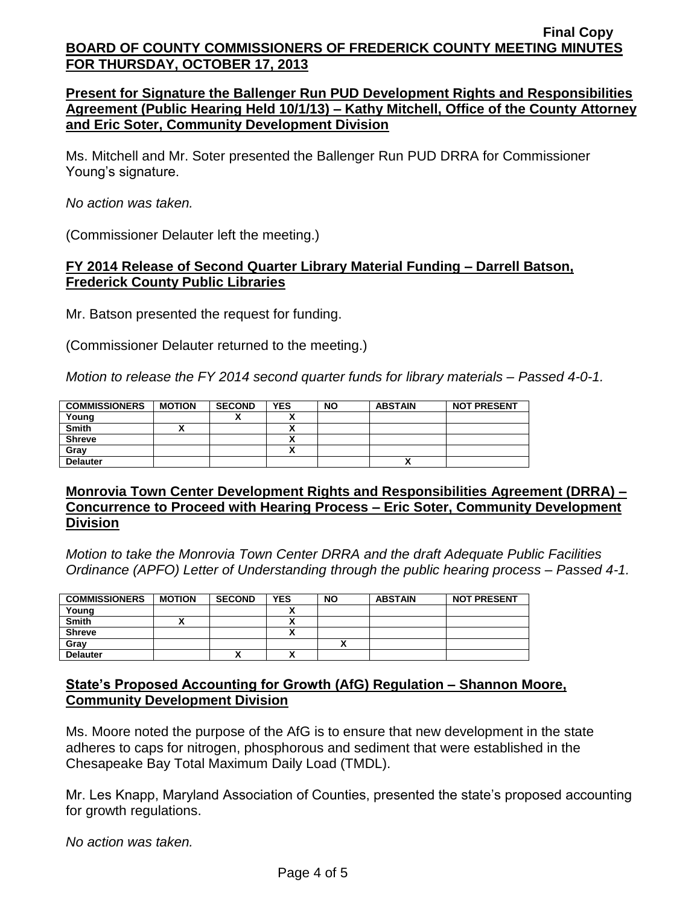**Present for Signature the Ballenger Run PUD Development Rights and Responsibilities Agreement (Public Hearing Held 10/1/13) – Kathy Mitchell, Office of the County Attorney and Eric Soter, Community Development Division**

Ms. Mitchell and Mr. Soter presented the Ballenger Run PUD DRRA for Commissioner Young's signature.

*No action was taken.*

(Commissioner Delauter left the meeting.)

**FY 2014 Release of Second Quarter Library Material Funding – Darrell Batson, Frederick County Public Libraries**

Mr. Batson presented the request for funding.

(Commissioner Delauter returned to the meeting.)

*Motion to release the FY 2014 second quarter funds for library materials – Passed 4-0-1.*

| COMMISSIONERS | MOTION | SECOND | YES | NO | ABSTAIN | NOT PRESENT |
|---|---|---|---|---|---|---|
| Young | | X | X | | | |
| Smith | X | | X | | | |
| Shreve | | | X | | | |
| Gray | | | X | | | |
| Delauter | | | | | X | |

**Monrovia Town Center Development Rights and Responsibilities Agreement (DRRA) – Concurrence to Proceed with Hearing Process – Eric Soter, Community Development Division**

*Motion to take the Monrovia Town Center DRRA and the draft Adequate Public Facilities Ordinance (APFO) Letter of Understanding through the public hearing process – Passed 4-1.*

| COMMISSIONERS | MOTION | SECOND | YES | NO | ABSTAIN | NOT PRESENT |
|---|---|---|---|---|---|---|
| Young | | | X | | | |
| Smith | X | | X | | | |
| Shreve | | | X | | | |
| Gray | | | | X | | |
| Delauter | | X | X | | | |

**State's Proposed Accounting for Growth (AfG) Regulation – Shannon Moore, Community Development Division**

Ms. Moore noted the purpose of the AfG is to ensure that new development in the state adheres to caps for nitrogen, phosphorous and sediment that were established in the Chesapeake Bay Total Maximum Daily Load (TMDL).

Mr. Les Knapp, Maryland Association of Counties, presented the state's proposed accounting for growth regulations.

*No action was taken.*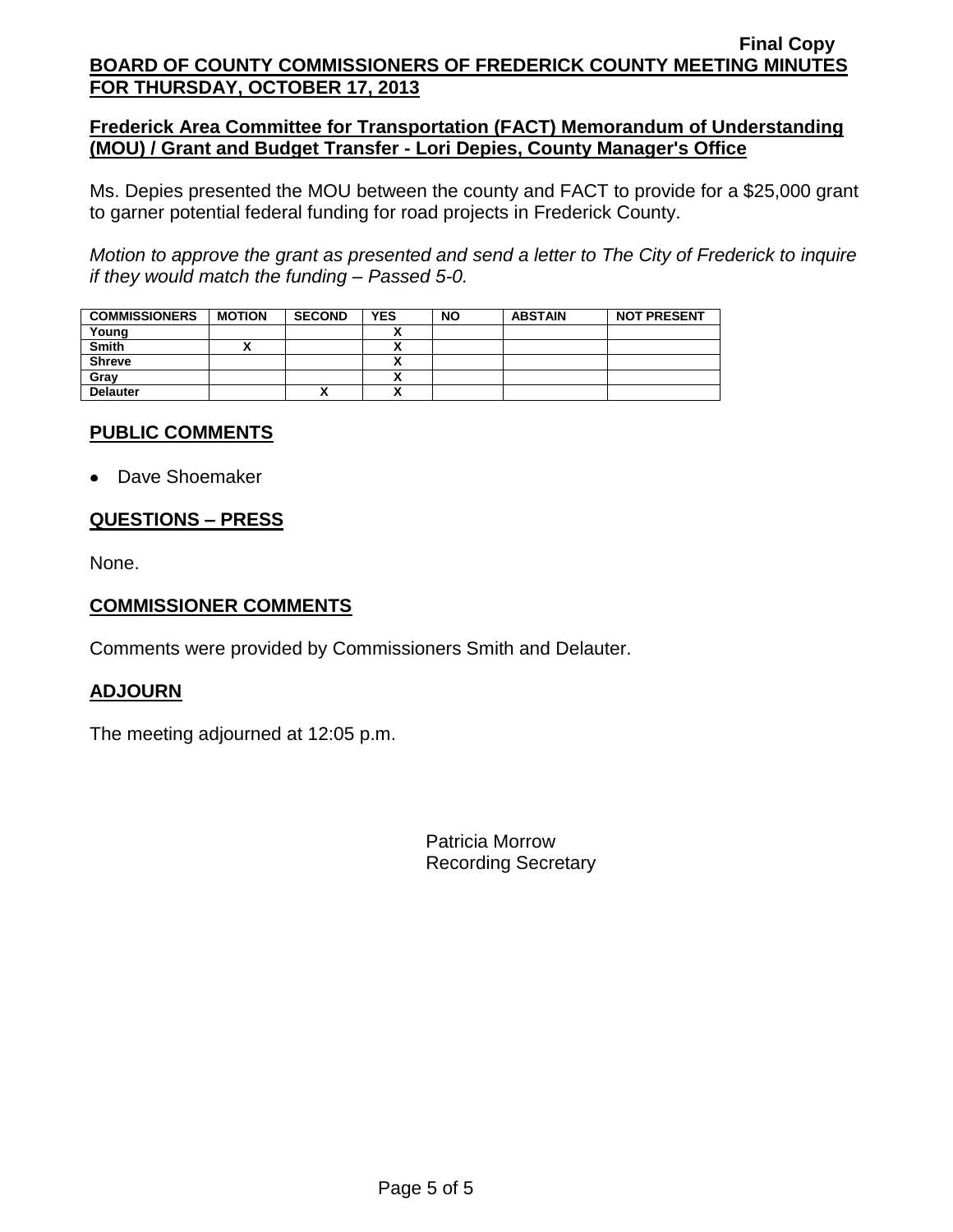Final Copy

**BOARD OF COUNTY COMMISSIONERS OF FREDERICK COUNTY MEETING MINUTES FOR THURSDAY, OCTOBER 17, 2013**

**Frederick Area Committee for Transportation (FACT) Memorandum of Understanding (MOU) / Grant and Budget Transfer - Lori Depies, County Manager's Office**

Ms. Depies presented the MOU between the county and FACT to provide for a $25,000 grant to garner potential federal funding for road projects in Frederick County.

*Motion to approve the grant as presented and send a letter to The City of Frederick to inquire if they would match the funding – Passed 5-0.*

| COMMISSIONERS | MOTION | SECOND | YES | NO | ABSTAIN | NOT PRESENT |
|---|---|---|---|---|---|---|
| Young | | | X | | | |
| Smith | X | | X | | | |
| Shreve | | | X | | | |
| Gray | | | X | | | |
| Delauter | | X | X | | | |

## PUBLIC COMMENTS

- Dave Shoemaker

## QUESTIONS – PRESS

None.

## COMMISSIONER COMMENTS

Comments were provided by Commissioners Smith and Delauter.

## ADJOURN

The meeting adjourned at 12:05 p.m.

Patricia Morrow
Recording Secretary